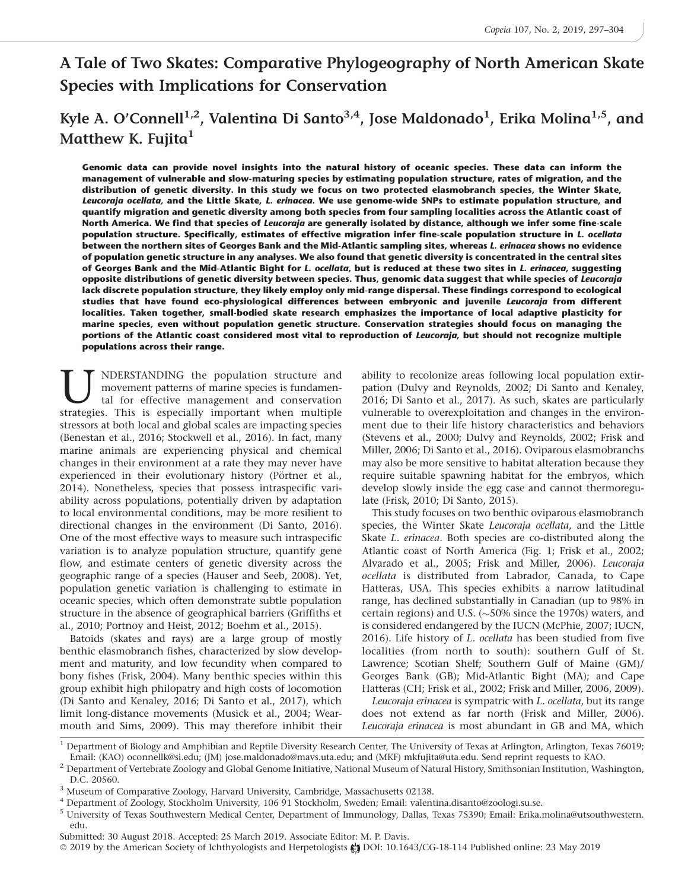# A Tale of Two Skates: Comparative Phylogeography of North American Skate Species with Implications for Conservation

**Kyle A. O'Connell[1,2], Valentina Di Santo[3,4], Jose Maldonado[1], Erika Molina[1,5], and Matthew K. Fujita[1]**

**Genomic data can provide novel insights into the natural history of oceanic species. These data can inform the management of vulnerable and slow-maturing species by estimating population structure, rates of migration, and the distribution of genetic diversity. In this study we focus on two protected elasmobranch species, the Winter Skate, *Leucoraja ocellata*, and the Little Skate, *L. erinacea*. We use genome-wide SNPs to estimate population structure, and quantify migration and genetic diversity among both species from four sampling localities across the Atlantic coast of North America. We find that species of *Leucoraja* are generally isolated by distance, although we infer some fine-scale population structure. Specifically, estimates of effective migration infer fine-scale population structure in *L. ocellata* between the northern sites of Georges Bank and the Mid-Atlantic sampling sites, whereas *L. erinacea* shows no evidence of population genetic structure in any analyses. We also found that genetic diversity is concentrated in the central sites of Georges Bank and the Mid-Atlantic Bight for *L. ocellata*, but is reduced at these two sites in *L. erinacea*, suggesting opposite distributions of genetic diversity between species. Thus, genomic data suggest that while species of *Leucoraja* lack discrete population structure, they likely employ only mid-range dispersal. These findings correspond to ecological studies that have found eco-physiological differences between embryonic and juvenile *Leucoraja* from different localities. Taken together, small-bodied skate research emphasizes the importance of local adaptive plasticity for marine species, even without population genetic structure. Conservation strategies should focus on managing the portions of the Atlantic coast considered most vital to reproduction of *Leucoraja*, but should not recognize multiple populations across their range.**

UNDERSTANDING the population structure and movement patterns of marine species is fundamental for effective management and conservation strategies. This is especially important when multiple stressors at both local and global scales are impacting species (Benestan et al., 2016; Stockwell et al., 2016). In fact, many marine animals are experiencing physical and chemical changes in their environment at a rate they may never have experienced in their evolutionary history (Pörtner et al., 2014). Nonetheless, species that possess intraspecific variability across populations, potentially driven by adaptation to local environmental conditions, may be more resilient to directional changes in the environment (Di Santo, 2016). One of the most effective ways to measure such intraspecific variation is to analyze population structure, quantify gene flow, and estimate centers of genetic diversity across the geographic range of a species (Hauser and Seeb, 2008). Yet, population genetic variation is challenging to estimate in oceanic species, which often demonstrate subtle population structure in the absence of geographical barriers (Griffiths et al., 2010; Portnoy and Heist, 2012; Boehm et al., 2015).

Batoids (skates and rays) are a large group of mostly benthic elasmobranch fishes, characterized by slow development and maturity, and low fecundity when compared to bony fishes (Frisk, 2004). Many benthic species within this group exhibit high philopatry and high costs of locomotion (Di Santo and Kenaley, 2016; Di Santo et al., 2017), which limit long-distance movements (Musick et al., 2004; Wearmouth and Sims, 2009). This may therefore inhibit their ability to recolonize areas following local population extirpation (Dulvy and Reynolds, 2002; Di Santo and Kenaley, 2016; Di Santo et al., 2017). As such, skates are particularly vulnerable to overexploitation and changes in the environment due to their life history characteristics and behaviors (Stevens et al., 2000; Dulvy and Reynolds, 2002; Frisk and Miller, 2006; Di Santo et al., 2016). Oviparous elasmobranchs may also be more sensitive to habitat alteration because they require suitable spawning habitat for the embryos, which develop slowly inside the egg case and cannot thermoregulate (Frisk, 2010; Di Santo, 2015).

This study focuses on two benthic oviparous elasmobranch species, the Winter Skate *Leucoraja ocellata*, and the Little Skate *L. erinacea*. Both species are co-distributed along the Atlantic coast of North America (Fig. 1; Frisk et al., 2002; Alvarado et al., 2005; Frisk and Miller, 2006). *Leucoraja ocellata* is distributed from Labrador, Canada, to Cape Hatteras, USA. This species exhibits a narrow latitudinal range, has declined substantially in Canadian (up to 98% in certain regions) and U.S. (~50% since the 1970s) waters, and is considered endangered by the IUCN (McPhie, 2007; IUCN, 2016). Life history of *L. ocellata* has been studied from five localities (from north to south): southern Gulf of St. Lawrence; Scotian Shelf; Southern Gulf of Maine (GM)/ Georges Bank (GB); Mid-Atlantic Bight (MA); and Cape Hatteras (CH; Frisk et al., 2002; Frisk and Miller, 2006, 2009).

*Leucoraja erinacea* is sympatric with *L. ocellata*, but its range does not extend as far north (Frisk and Miller, 2006). *Leucoraja erinacea* is most abundant in GB and MA, which

---

[1] Department of Biology and Amphibian and Reptile Diversity Research Center, The University of Texas at Arlington, Arlington, Texas 76019; Email: (KAO) oconnellk@si.edu; (JM) jose.maldonado@mavs.uta.edu; and (MKF) mkfujita@uta.edu. Send reprint requests to KAO.

[2] Department of Vertebrate Zoology and Global Genome Initiative, National Museum of Natural History, Smithsonian Institution, Washington, D.C. 20560.

[3] Museum of Comparative Zoology, Harvard University, Cambridge, Massachusetts 02138.

[4] Department of Zoology, Stockholm University, 106 91 Stockholm, Sweden; Email: valentina.disanto@zoologi.su.se.

[5] University of Texas Southwestern Medical Center, Department of Immunology, Dallas, Texas 75390; Email: Erika.molina@utsouthwestern.edu.

Submitted: 30 August 2018. Accepted: 25 March 2019. Associate Editor: M. P. Davis.

© 2019 by the American Society of Ichthyologists and Herpetologists DOI: 10.1643/CG-18-114 Published online: 23 May 2019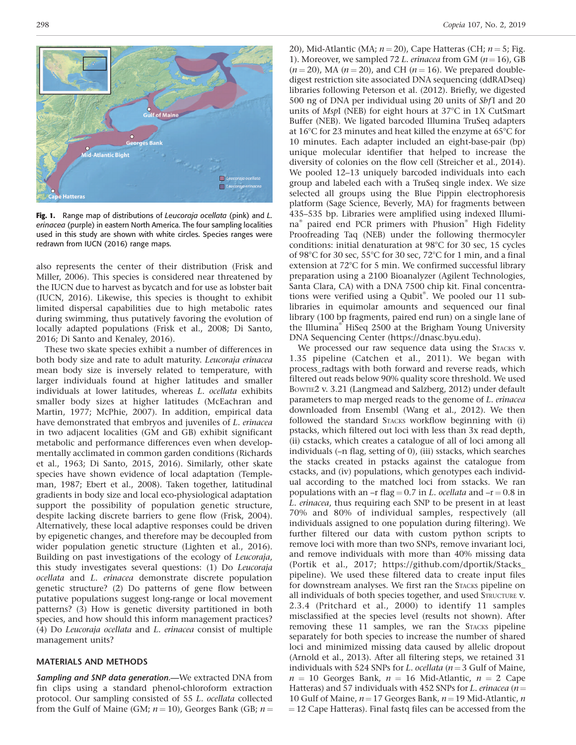**Fig. 1.** Range map of distributions of *Leucoraja ocellata* (pink) and *L. erinacea* (purple) in eastern North America. The four sampling localities used in this study are shown with white circles. Species ranges were redrawn from IUCN (2016) range maps.

also represents the center of their distribution (Frisk and Miller, 2006). This species is considered near threatened by the IUCN due to harvest as bycatch and for use as lobster bait (IUCN, 2016). Likewise, this species is thought to exhibit limited dispersal capabilities due to high metabolic rates during swimming, thus putatively favoring the evolution of locally adapted populations (Frisk et al., 2008; Di Santo, 2016; Di Santo and Kenaley, 2016).

These two skate species exhibit a number of differences in both body size and rate to adult maturity. *Leucoraja erinacea* mean body size is inversely related to temperature, with larger individuals found at higher latitudes and smaller individuals at lower latitudes, whereas *L. ocellata* exhibits smaller body sizes at higher latitudes (McEachran and Martin, 1977; McPhie, 2007). In addition, empirical data have demonstrated that embryos and juveniles of *L. erinacea* in two adjacent localities (GM and GB) exhibit significant metabolic and performance differences even when developmentally acclimated in common garden conditions (Richards et al., 1963; Di Santo, 2015, 2016). Similarly, other skate species have shown evidence of local adaptation (Templeman, 1987; Ebert et al., 2008). Taken together, latitudinal gradients in body size and local eco-physiological adaptation support the possibility of population genetic structure, despite lacking discrete barriers to gene flow (Frisk, 2004). Alternatively, these local adaptive responses could be driven by epigenetic changes, and therefore may be decoupled from wider population genetic structure (Lighten et al., 2016). Building on past investigations of the ecology of *Leucoraja*, this study investigates several questions: (1) Do *Leucoraja ocellata* and *L. erinacea* demonstrate discrete population genetic structure? (2) Do patterns of gene flow between putative populations suggest long-range or local movement patterns? (3) How is genetic diversity partitioned in both species, and how should this inform management practices? (4) Do *Leucoraja ocellata* and *L. erinacea* consist of multiple management units?

## MATERIALS AND METHODS

***Sampling and SNP data generation.***—We extracted DNA from fin clips using a standard phenol-chloroform extraction protocol. Our sampling consisted of 55 *L. ocellata* collected from the Gulf of Maine (GM; $n = 10$), Georges Bank (GB; $n = 20$), Mid-Atlantic (MA; $n = 20$), Cape Hatteras (CH; $n = 5$; Fig. 1). Moreover, we sampled 72 *L. erinacea* from GM ($n = 16$), GB ($n = 20$), MA ($n = 20$), and CH ($n = 16$). We prepared double-digest restriction site associated DNA sequencing (ddRADseq) libraries following Peterson et al. (2012). Briefly, we digested 500 ng of DNA per individual using 20 units of *Sbf*I and 20 units of *Msp*I (NEB) for eight hours at 37°C in 1X CutSmart Buffer (NEB). We ligated barcoded Illumina TruSeq adapters at 16°C for 23 minutes and heat killed the enzyme at 65°C for 10 minutes. Each adapter included an eight-base-pair (bp) unique molecular identifier that helped to increase the diversity of colonies on the flow cell (Streicher et al., 2014). We pooled 12–13 uniquely barcoded individuals into each group and labeled each with a TruSeq single index. We size selected all groups using the Blue Pippin electrophoresis platform (Sage Science, Beverly, MA) for fragments between 435–535 bp. Libraries were amplified using indexed Illumina® paired end PCR primers with Phusion® High Fidelity Proofreading Taq (NEB) under the following thermocyler conditions: initial denaturation at 98°C for 30 sec, 15 cycles of 98°C for 30 sec, 55°C for 30 sec, 72°C for 1 min, and a final extension at 72°C for 5 min. We confirmed successful library preparation using a 2100 Bioanalyzer (Agilent Technologies, Santa Clara, CA) with a DNA 7500 chip kit. Final concentrations were verified using a Qubit®. We pooled our 11 sublibraries in equimolar amounts and sequenced our final library (100 bp fragments, paired end run) on a single lane of the Illumina® HiSeq 2500 at the Brigham Young University DNA Sequencing Center (https://dnasc.byu.edu).

We processed our raw sequence data using the Stacks v. 1.35 pipeline (Catchen et al., 2011). We began with process_radtags with both forward and reverse reads, which filtered out reads below 90% quality score threshold. We used Bowtie2 v. 3.21 (Langmead and Salzberg, 2012) under default parameters to map merged reads to the genome of *L. erinacea* downloaded from Ensembl (Wang et al., 2012). We then followed the standard Stacks workflow beginning with (i) pstacks, which filtered out loci with less than 3x read depth, (ii) cstacks, which creates a catalogue of all of loci among all individuals (–n flag, setting of 0), (iii) sstacks, which searches the stacks created in pstacks against the catalogue from cstacks, and (iv) populations, which genotypes each individual according to the matched loci from sstacks. We ran populations with an –r flag = 0.7 in *L. ocellata* and –r = 0.8 in *L. erinacea*, thus requiring each SNP to be present in at least 70% and 80% of individual samples, respectively (all individuals assigned to one population during filtering). We further filtered our data with custom python scripts to remove loci with more than two SNPs, remove invariant loci, and remove individuals with more than 40% missing data (Portik et al., 2017; https://github.com/dportik/Stacks_pipeline). We used these filtered data to create input files for downstream analyses. We first ran the Stacks pipeline on all individuals of both species together, and used Structure v. 2.3.4 (Pritchard et al., 2000) to identify 11 samples misclassified at the species level (results not shown). After removing these 11 samples, we ran the Stacks pipeline separately for both species to increase the number of shared loci and minimized missing data caused by allelic dropout (Arnold et al., 2013). After all filtering steps, we retained 31 individuals with 524 SNPs for *L. ocellata* ($n = 3$ Gulf of Maine, $n = 10$ Georges Bank, $n = 16$ Mid-Atlantic, $n = 2$ Cape Hatteras) and 57 individuals with 452 SNPs for *L. erinacea* ($n = 10$ Gulf of Maine, $n = 17$ Georges Bank, $n = 19$ Mid-Atlantic, $n = 12$ Cape Hatteras). Final fastq files can be accessed from the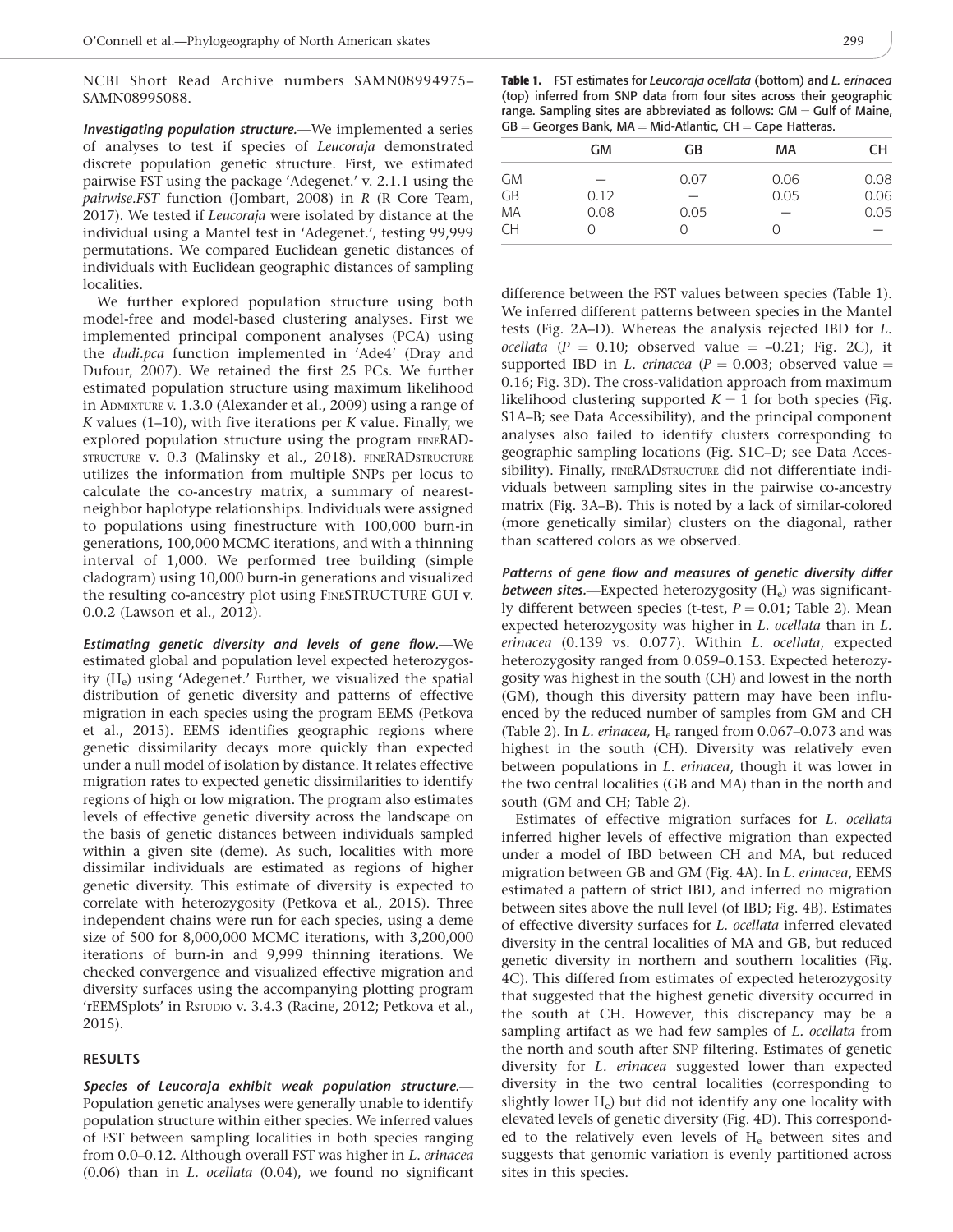NCBI Short Read Archive numbers SAMN08994975–SAMN08995088.

***Investigating population structure.***—We implemented a series of analyses to test if species of *Leucoraja* demonstrated discrete population genetic structure. First, we estimated pairwise FST using the package 'Adegenet.' v. 2.1.1 using the *pairwise.FST* function (Jombart, 2008) in *R* (R Core Team, 2017). We tested if *Leucoraja* were isolated by distance at the individual using a Mantel test in 'Adegenet.', testing 99,999 permutations. We compared Euclidean genetic distances of individuals with Euclidean geographic distances of sampling localities.

We further explored population structure using both model-free and model-based clustering analyses. First we implemented principal component analyses (PCA) using the *dudi.pca* function implemented in 'Ade4′ (Dray and Dufour, 2007). We retained the first 25 PCs. We further estimated population structure using maximum likelihood in ADMIXTURE v. 1.3.0 (Alexander et al., 2009) using a range of *K* values (1–10), with five iterations per *K* value. Finally, we explored population structure using the program FINERADSTRUCTURE v. 0.3 (Malinsky et al., 2018). FINERADSTRUCTURE utilizes the information from multiple SNPs per locus to calculate the co-ancestry matrix, a summary of nearest-neighbor haplotype relationships. Individuals were assigned to populations using finestructure with 100,000 burn-in generations, 100,000 MCMC iterations, and with a thinning interval of 1,000. We performed tree building (simple cladogram) using 10,000 burn-in generations and visualized the resulting co-ancestry plot using FINESTRUCTURE GUI v. 0.0.2 (Lawson et al., 2012).

***Estimating genetic diversity and levels of gene flow.***—We estimated global and population level expected heterozygosity ($H_e$) using 'Adegenet.' Further, we visualized the spatial distribution of genetic diversity and patterns of effective migration in each species using the program EEMS (Petkova et al., 2015). EEMS identifies geographic regions where genetic dissimilarity decays more quickly than expected under a null model of isolation by distance. It relates effective migration rates to expected genetic dissimilarities to identify regions of high or low migration. The program also estimates levels of effective genetic diversity across the landscape on the basis of genetic distances between individuals sampled within a given site (deme). As such, localities with more dissimilar individuals are estimated as regions of higher genetic diversity. This estimate of diversity is expected to correlate with heterozygosity (Petkova et al., 2015). Three independent chains were run for each species, using a deme size of 500 for 8,000,000 MCMC iterations, with 3,200,000 iterations of burn-in and 9,999 thinning iterations. We checked convergence and visualized effective migration and diversity surfaces using the accompanying plotting program 'rEEMSplots' in RSTUDIO v. 3.4.3 (Racine, 2012; Petkova et al., 2015).

## RESULTS

***Species of Leucoraja exhibit weak population structure.***—Population genetic analyses were generally unable to identify population structure within either species. We inferred values of FST between sampling localities in both species ranging from 0.0–0.12. Although overall FST was higher in *L. erinacea* (0.06) than in *L. ocellata* (0.04), we found no significant difference between the FST values between species (Table 1). We inferred different patterns between species in the Mantel tests (Fig. 2A–D). Whereas the analysis rejected IBD for *L. ocellata* ($P = 0.10$; observed value $= -0.21$; Fig. 2C), it supported IBD in *L. erinacea* ($P = 0.003$; observed value $= 0.16$; Fig. 3D). The cross-validation approach from maximum likelihood clustering supported $K = 1$ for both species (Fig. S1A–B; see Data Accessibility), and the principal component analyses also failed to identify clusters corresponding to geographic sampling locations (Fig. S1C–D; see Data Accessibility). Finally, FINERADSTRUCTURE did not differentiate individuals between sampling sites in the pairwise co-ancestry matrix (Fig. 3A–B). This is noted by a lack of similar-colored (more genetically similar) clusters on the diagonal, rather than scattered colors as we observed.

**Table 1.** FST estimates for *Leucoraja ocellata* (bottom) and *L. erinacea* (top) inferred from SNP data from four sites across their geographic range. Sampling sites are abbreviated as follows: GM = Gulf of Maine, GB = Georges Bank, MA = Mid-Atlantic, CH = Cape Hatteras.

| | GM | GB | MA | CH |
|---|---|---|---|---|
| GM | — | 0.07 | 0.06 | 0.08 |
| GB | 0.12 | — | 0.05 | 0.06 |
| MA | 0.08 | 0.05 | — | 0.05 |
| CH | 0 | 0 | 0 | — |

***Patterns of gene flow and measures of genetic diversity differ between sites.***—Expected heterozygosity ($H_e$) was significantly different between species (t-test, $P = 0.01$; Table 2). Mean expected heterozygosity was higher in *L. ocellata* than in *L. erinacea* (0.139 vs. 0.077). Within *L. ocellata*, expected heterozygosity ranged from 0.059–0.153. Expected heterozygosity was highest in the south (CH) and lowest in the north (GM), though this diversity pattern may have been influenced by the reduced number of samples from GM and CH (Table 2). In *L. erinacea,* $H_e$ ranged from 0.067–0.073 and was highest in the south (CH). Diversity was relatively even between populations in *L. erinacea*, though it was lower in the two central localities (GB and MA) than in the north and south (GM and CH; Table 2).

Estimates of effective migration surfaces for *L. ocellata* inferred higher levels of effective migration than expected under a model of IBD between CH and MA, but reduced migration between GB and GM (Fig. 4A). In *L. erinacea*, EEMS estimated a pattern of strict IBD, and inferred no migration between sites above the null level (of IBD; Fig. 4B). Estimates of effective diversity surfaces for *L. ocellata* inferred elevated diversity in the central localities of MA and GB, but reduced genetic diversity in northern and southern localities (Fig. 4C). This differed from estimates of expected heterozygosity that suggested that the highest genetic diversity occurred in the south at CH. However, this discrepancy may be a sampling artifact as we had few samples of *L. ocellata* from the north and south after SNP filtering. Estimates of genetic diversity for *L. erinacea* suggested lower than expected diversity in the two central localities (corresponding to slightly lower $H_e$) but did not identify any one locality with elevated levels of genetic diversity (Fig. 4D). This corresponded to the relatively even levels of $H_e$ between sites and suggests that genomic variation is evenly partitioned across sites in this species.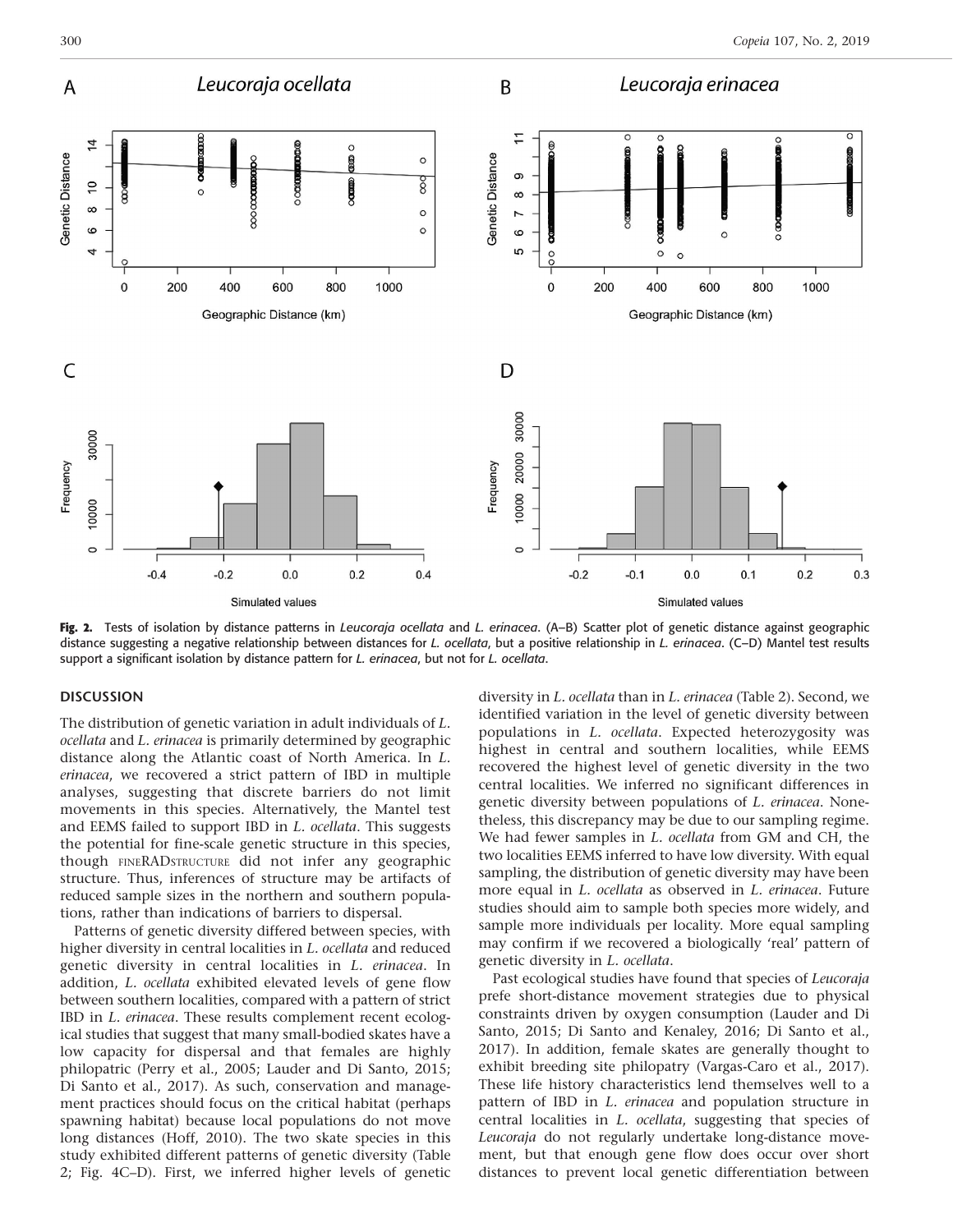**Fig. 2.** Tests of isolation by distance patterns in *Leucoraja ocellata* and *L. erinacea*. (A–B) Scatter plot of genetic distance against geographic distance suggesting a negative relationship between distances for *L. ocellata*, but a positive relationship in *L. erinacea*. (C–D) Mantel test results support a significant isolation by distance pattern for *L. erinacea*, but not for *L. ocellata*.

## DISCUSSION

The distribution of genetic variation in adult individuals of *L. ocellata* and *L. erinacea* is primarily determined by geographic distance along the Atlantic coast of North America. In *L. erinacea*, we recovered a strict pattern of IBD in multiple analyses, suggesting that discrete barriers do not limit movements in this species. Alternatively, the Mantel test and EEMS failed to support IBD in *L. ocellata*. This suggests the potential for fine-scale genetic structure in this species, though FINERADSTRUCTURE did not infer any geographic structure. Thus, inferences of structure may be artifacts of reduced sample sizes in the northern and southern populations, rather than indications of barriers to dispersal.

Patterns of genetic diversity differed between species, with higher diversity in central localities in *L. ocellata* and reduced genetic diversity in central localities in *L. erinacea*. In addition, *L. ocellata* exhibited elevated levels of gene flow between southern localities, compared with a pattern of strict IBD in *L. erinacea*. These results complement recent ecological studies that suggest that many small-bodied skates have a low capacity for dispersal and that females are highly philopatric (Perry et al., 2005; Lauder and Di Santo, 2015; Di Santo et al., 2017). As such, conservation and management practices should focus on the critical habitat (perhaps spawning habitat) because local populations do not move long distances (Hoff, 2010). The two skate species in this study exhibited different patterns of genetic diversity (Table 2; Fig. 4C–D). First, we inferred higher levels of genetic diversity in *L. ocellata* than in *L. erinacea* (Table 2). Second, we identified variation in the level of genetic diversity between populations in *L. ocellata*. Expected heterozygosity was highest in central and southern localities, while EEMS recovered the highest level of genetic diversity in the two central localities. We inferred no significant differences in genetic diversity between populations of *L. erinacea*. Nonetheless, this discrepancy may be due to our sampling regime. We had fewer samples in *L. ocellata* from GM and CH, the two localities EEMS inferred to have low diversity. With equal sampling, the distribution of genetic diversity may have been more equal in *L. ocellata* as observed in *L. erinacea*. Future studies should aim to sample both species more widely, and sample more individuals per locality. More equal sampling may confirm if we recovered a biologically 'real' pattern of genetic diversity in *L. ocellata*.

Past ecological studies have found that species of *Leucoraja* prefe short-distance movement strategies due to physical constraints driven by oxygen consumption (Lauder and Di Santo, 2015; Di Santo and Kenaley, 2016; Di Santo et al., 2017). In addition, female skates are generally thought to exhibit breeding site philopatry (Vargas-Caro et al., 2017). These life history characteristics lend themselves well to a pattern of IBD in *L. erinacea* and population structure in central localities in *L. ocellata*, suggesting that species of *Leucoraja* do not regularly undertake long-distance movement, but that enough gene flow does occur over short distances to prevent local genetic differentiation between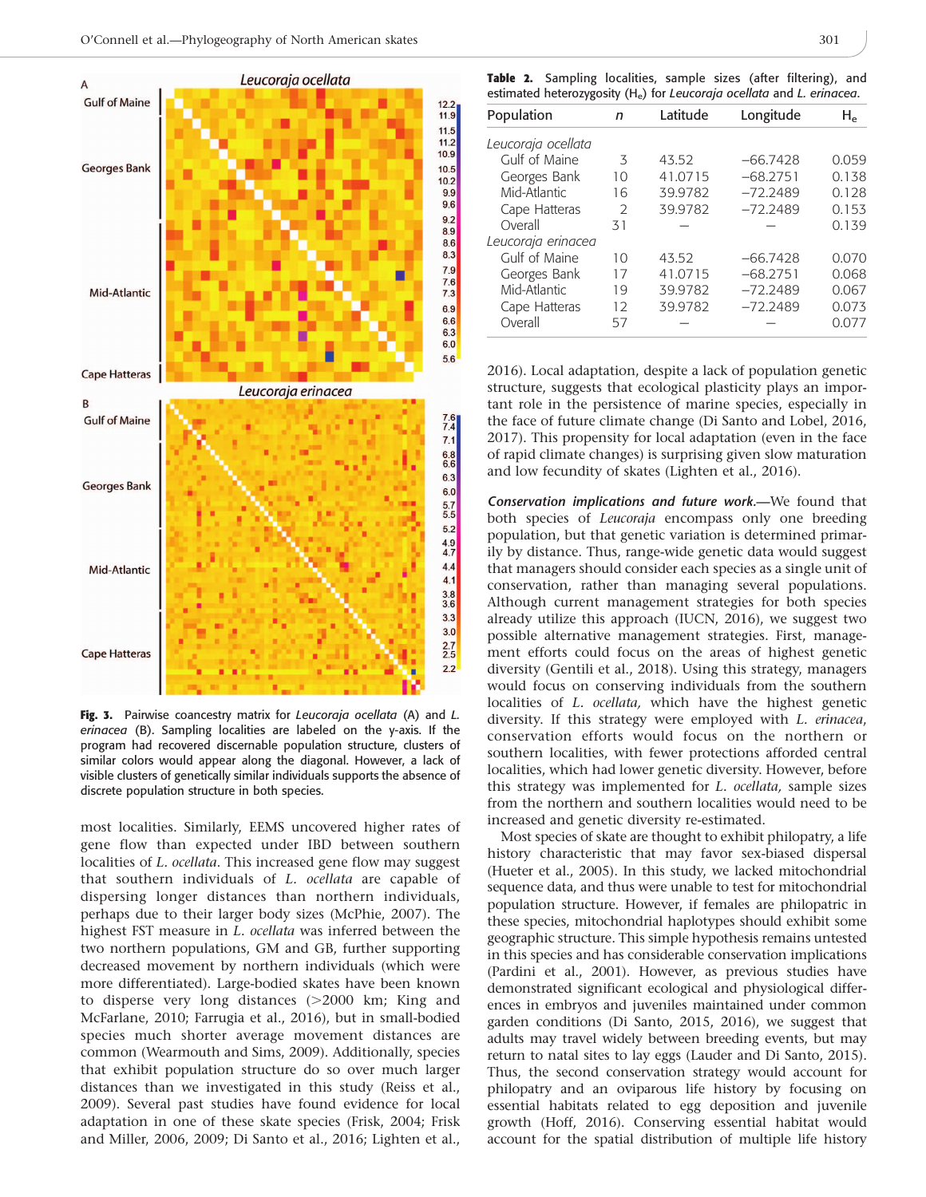Fig. 3. Pairwise coancestry matrix for *Leucoraja ocellata* (A) and *L. erinacea* (B). Sampling localities are labeled on the y-axis. If the program had recovered discernable population structure, clusters of similar colors would appear along the diagonal. However, a lack of visible clusters of genetically similar individuals supports the absence of discrete population structure in both species.

most localities. Similarly, EEMS uncovered higher rates of gene flow than expected under IBD between southern localities of *L. ocellata*. This increased gene flow may suggest that southern individuals of *L. ocellata* are capable of dispersing longer distances than northern individuals, perhaps due to their larger body sizes (McPhie, 2007). The highest FST measure in *L. ocellata* was inferred between the two northern populations, GM and GB, further supporting decreased movement by northern individuals (which were more differentiated). Large-bodied skates have been known to disperse very long distances (>2000 km; King and McFarlane, 2010; Farrugia et al., 2016), but in small-bodied species much shorter average movement distances are common (Wearmouth and Sims, 2009). Additionally, species that exhibit population structure do so over much larger distances than we investigated in this study (Reiss et al., 2009). Several past studies have found evidence for local adaptation in one of these skate species (Frisk, 2004; Frisk and Miller, 2006, 2009; Di Santo et al., 2016; Lighten et al., 2016). Local adaptation, despite a lack of population genetic structure, suggests that ecological plasticity plays an important role in the persistence of marine species, especially in the face of future climate change (Di Santo and Lobel, 2016, 2017). This propensity for local adaptation (even in the face of rapid climate changes) is surprising given slow maturation and low fecundity of skates (Lighten et al., 2016).

Table 2. Sampling localities, sample sizes (after filtering), and estimated heterozygosity ($H_e$) for *Leucoraja ocellata* and *L. erinacea*.

| Population | *n* | Latitude | Longitude | $H_e$ |
|---|---|---|---|---|
| *Leucoraja ocellata* | | | | |
| Gulf of Maine | 3 | 43.52 | −66.7428 | 0.059 |
| Georges Bank | 10 | 41.0715 | −68.2751 | 0.138 |
| Mid-Atlantic | 16 | 39.9782 | −72.2489 | 0.128 |
| Cape Hatteras | 2 | 39.9782 | −72.2489 | 0.153 |
| Overall | 31 | — | — | 0.139 |
| *Leucoraja erinacea* | | | | |
| Gulf of Maine | 10 | 43.52 | −66.7428 | 0.070 |
| Georges Bank | 17 | 41.0715 | −68.2751 | 0.068 |
| Mid-Atlantic | 19 | 39.9782 | −72.2489 | 0.067 |
| Cape Hatteras | 12 | 39.9782 | −72.2489 | 0.073 |
| Overall | 57 | — | — | 0.077 |

***Conservation implications and future work.***—We found that both species of *Leucoraja* encompass only one breeding population, but that genetic variation is determined primarily by distance. Thus, range-wide genetic data would suggest that managers should consider each species as a single unit of conservation, rather than managing several populations. Although current management strategies for both species already utilize this approach (IUCN, 2016), we suggest two possible alternative management strategies. First, management efforts could focus on the areas of highest genetic diversity (Gentili et al., 2018). Using this strategy, managers would focus on conserving individuals from the southern localities of *L. ocellata,* which have the highest genetic diversity. If this strategy were employed with *L. erinacea*, conservation efforts would focus on the northern or southern localities, with fewer protections afforded central localities, which had lower genetic diversity. However, before this strategy was implemented for *L. ocellata,* sample sizes from the northern and southern localities would need to be increased and genetic diversity re-estimated.

Most species of skate are thought to exhibit philopatry, a life history characteristic that may favor sex-biased dispersal (Hueter et al., 2005). In this study, we lacked mitochondrial sequence data, and thus were unable to test for mitochondrial population structure. However, if females are philopatric in these species, mitochondrial haplotypes should exhibit some geographic structure. This simple hypothesis remains untested in this species and has considerable conservation implications (Pardini et al., 2001). However, as previous studies have demonstrated significant ecological and physiological differences in embryos and juveniles maintained under common garden conditions (Di Santo, 2015, 2016), we suggest that adults may travel widely between breeding events, but may return to natal sites to lay eggs (Lauder and Di Santo, 2015). Thus, the second conservation strategy would account for philopatry and an oviparous life history by focusing on essential habitats related to egg deposition and juvenile growth (Hoff, 2016). Conserving essential habitat would account for the spatial distribution of multiple life history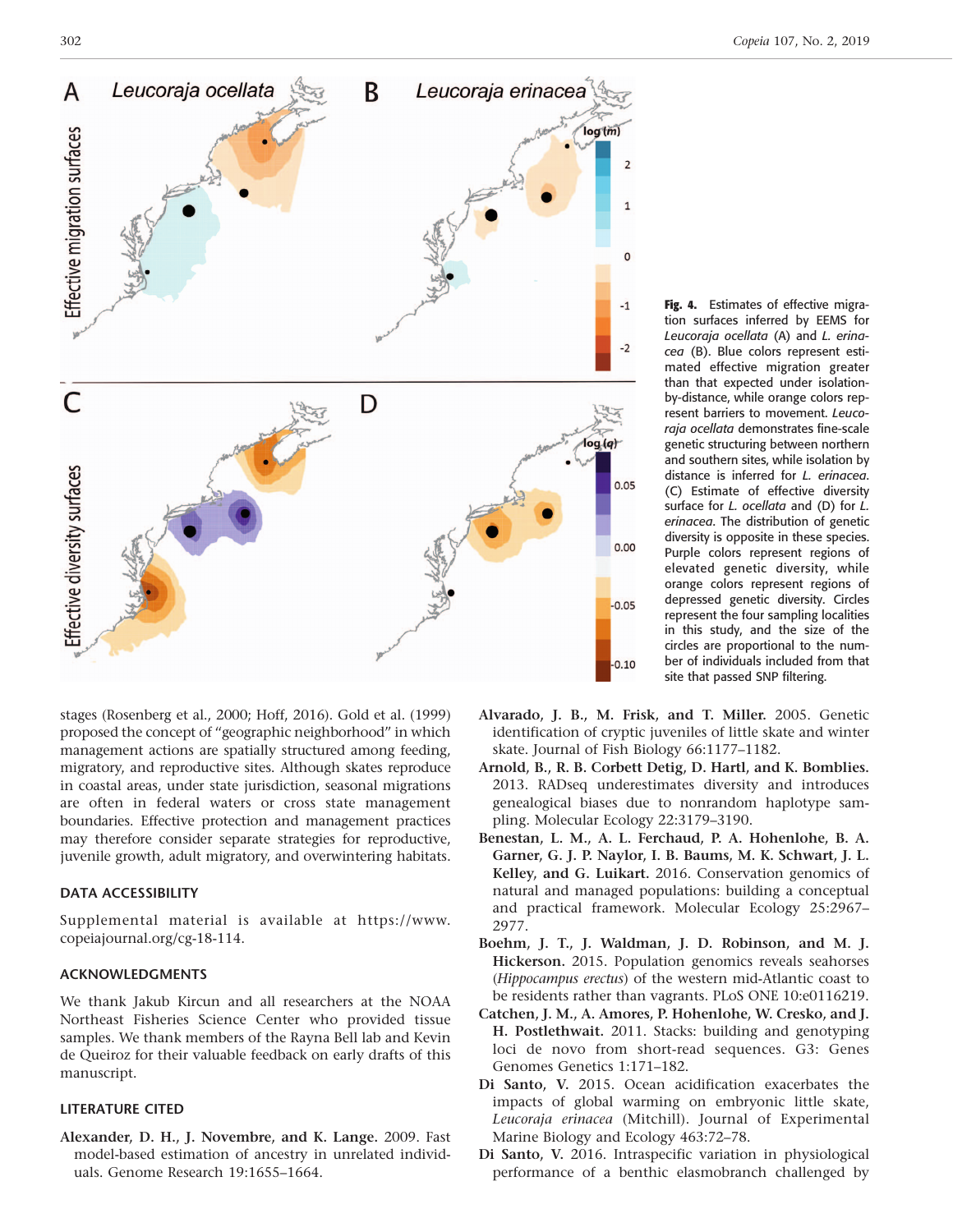Fig. 4. Estimates of effective migration surfaces inferred by EEMS for *Leucoraja ocellata* (A) and *L. erinacea* (B). Blue colors represent estimated effective migration greater than that expected under isolation-by-distance, while orange colors represent barriers to movement. *Leucoraja ocellata* demonstrates fine-scale genetic structuring between northern and southern sites, while isolation by distance is inferred for *L. erinacea*. (C) Estimate of effective diversity surface for *L. ocellata* and (D) for *L. erinacea*. The distribution of genetic diversity is opposite in these species. Purple colors represent regions of elevated genetic diversity, while orange colors represent regions of depressed genetic diversity. Circles represent the four sampling localities in this study, and the size of the circles are proportional to the number of individuals included from that site that passed SNP filtering.

stages (Rosenberg et al., 2000; Hoff, 2016). Gold et al. (1999) proposed the concept of "geographic neighborhood" in which management actions are spatially structured among feeding, migratory, and reproductive sites. Although skates reproduce in coastal areas, under state jurisdiction, seasonal migrations are often in federal waters or cross state management boundaries. Effective protection and management practices may therefore consider separate strategies for reproductive, juvenile growth, adult migratory, and overwintering habitats.

## DATA ACCESSIBILITY

Supplemental material is available at https://www.copeiajournal.org/cg-18-114.

## ACKNOWLEDGMENTS

We thank Jakub Kircun and all researchers at the NOAA Northeast Fisheries Science Center who provided tissue samples. We thank members of the Rayna Bell lab and Kevin de Queiroz for their valuable feedback on early drafts of this manuscript.

## LITERATURE CITED

**Alexander, D. H., J. Novembre, and K. Lange.** 2009. Fast model-based estimation of ancestry in unrelated individuals. Genome Research 19:1655–1664.

**Alvarado, J. B., M. Frisk, and T. Miller.** 2005. Genetic identification of cryptic juveniles of little skate and winter skate. Journal of Fish Biology 66:1177–1182.

**Arnold, B., R. B. Corbett Detig, D. Hartl, and K. Bomblies.** 2013. RADseq underestimates diversity and introduces genealogical biases due to nonrandom haplotype sampling. Molecular Ecology 22:3179–3190.

**Benestan, L. M., A. L. Ferchaud, P. A. Hohenlohe, B. A. Garner, G. J. P. Naylor, I. B. Baums, M. K. Schwart, J. L. Kelley, and G. Luikart.** 2016. Conservation genomics of natural and managed populations: building a conceptual and practical framework. Molecular Ecology 25:2967–2977.

**Boehm, J. T., J. Waldman, J. D. Robinson, and M. J. Hickerson.** 2015. Population genomics reveals seahorses (*Hippocampus erectus*) of the western mid-Atlantic coast to be residents rather than vagrants. PLoS ONE 10:e0116219.

**Catchen, J. M., A. Amores, P. Hohenlohe, W. Cresko, and J. H. Postlethwait.** 2011. Stacks: building and genotyping loci de novo from short-read sequences. G3: Genes Genomes Genetics 1:171–182.

**Di Santo, V.** 2015. Ocean acidification exacerbates the impacts of global warming on embryonic little skate, *Leucoraja erinacea* (Mitchill). Journal of Experimental Marine Biology and Ecology 463:72–78.

**Di Santo, V.** 2016. Intraspecific variation in physiological performance of a benthic elasmobranch challenged by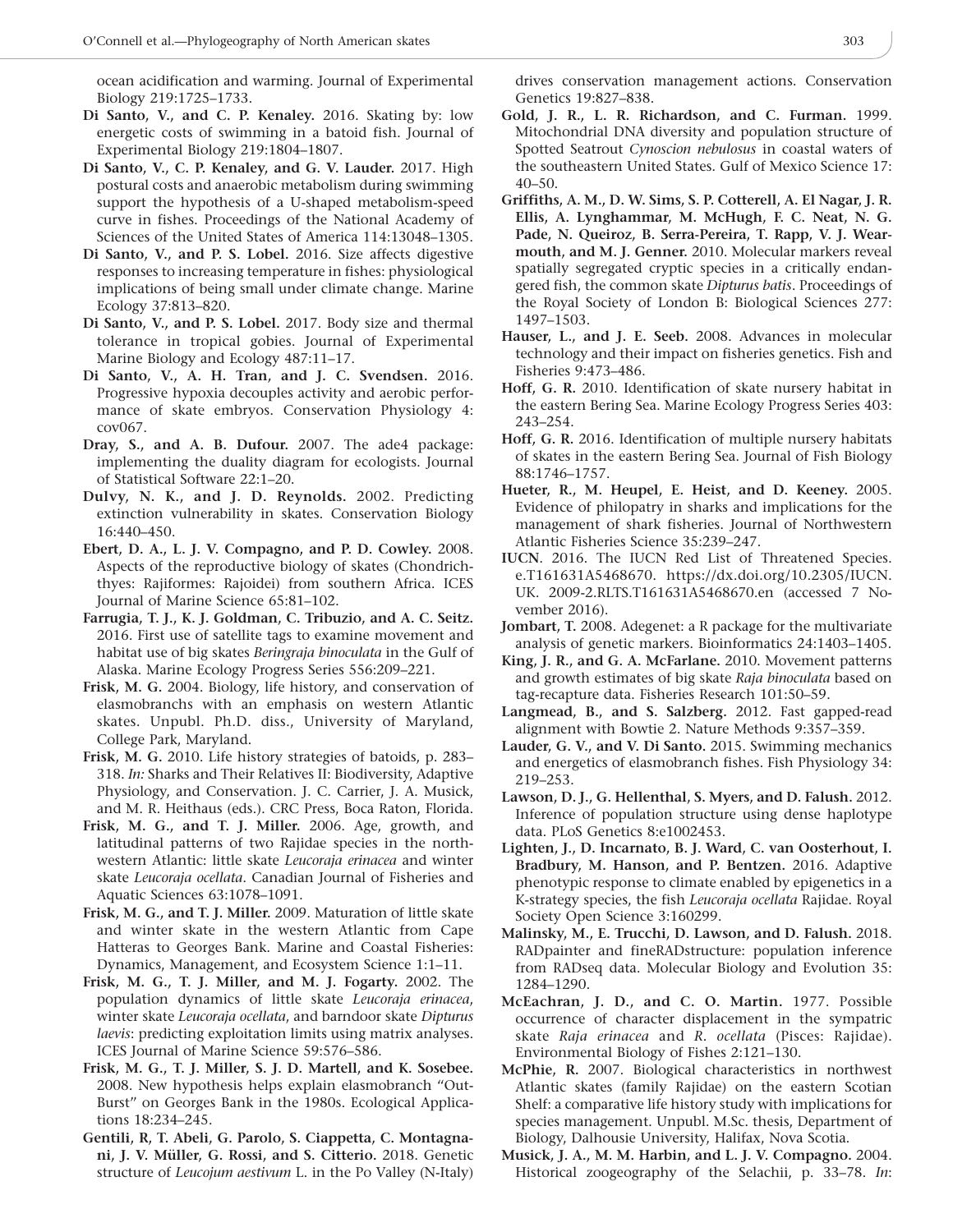ocean acidification and warming. Journal of Experimental Biology 219:1725–1733.

**Di Santo, V., and C. P. Kenaley.** 2016. Skating by: low energetic costs of swimming in a batoid fish. Journal of Experimental Biology 219:1804–1807.

**Di Santo, V., C. P. Kenaley, and G. V. Lauder.** 2017. High postural costs and anaerobic metabolism during swimming support the hypothesis of a U-shaped metabolism-speed curve in fishes. Proceedings of the National Academy of Sciences of the United States of America 114:13048–1305.

**Di Santo, V., and P. S. Lobel.** 2016. Size affects digestive responses to increasing temperature in fishes: physiological implications of being small under climate change. Marine Ecology 37:813–820.

**Di Santo, V., and P. S. Lobel.** 2017. Body size and thermal tolerance in tropical gobies. Journal of Experimental Marine Biology and Ecology 487:11–17.

**Di Santo, V., A. H. Tran, and J. C. Svendsen.** 2016. Progressive hypoxia decouples activity and aerobic performance of skate embryos. Conservation Physiology 4: cov067.

**Dray, S., and A. B. Dufour.** 2007. The ade4 package: implementing the duality diagram for ecologists. Journal of Statistical Software 22:1–20.

**Dulvy, N. K., and J. D. Reynolds.** 2002. Predicting extinction vulnerability in skates. Conservation Biology 16:440–450.

**Ebert, D. A., L. J. V. Compagno, and P. D. Cowley.** 2008. Aspects of the reproductive biology of skates (Chondrichthyes: Rajiformes: Rajoidei) from southern Africa. ICES Journal of Marine Science 65:81–102.

**Farrugia, T. J., K. J. Goldman, C. Tribuzio, and A. C. Seitz.** 2016. First use of satellite tags to examine movement and habitat use of big skates *Beringraja binoculata* in the Gulf of Alaska. Marine Ecology Progress Series 556:209–221.

**Frisk, M. G.** 2004. Biology, life history, and conservation of elasmobranchs with an emphasis on western Atlantic skates. Unpubl. Ph.D. diss., University of Maryland, College Park, Maryland.

**Frisk, M. G.** 2010. Life history strategies of batoids, p. 283–318. *In:* Sharks and Their Relatives II: Biodiversity, Adaptive Physiology, and Conservation. J. C. Carrier, J. A. Musick, and M. R. Heithaus (eds.). CRC Press, Boca Raton, Florida.

**Frisk, M. G., and T. J. Miller.** 2006. Age, growth, and latitudinal patterns of two Rajidae species in the northwestern Atlantic: little skate *Leucoraja erinacea* and winter skate *Leucoraja ocellata*. Canadian Journal of Fisheries and Aquatic Sciences 63:1078–1091.

**Frisk, M. G., and T. J. Miller.** 2009. Maturation of little skate and winter skate in the western Atlantic from Cape Hatteras to Georges Bank. Marine and Coastal Fisheries: Dynamics, Management, and Ecosystem Science 1:1–11.

**Frisk, M. G., T. J. Miller, and M. J. Fogarty.** 2002. The population dynamics of little skate *Leucoraja erinacea*, winter skate *Leucoraja ocellata*, and barndoor skate *Dipturus laevis*: predicting exploitation limits using matrix analyses. ICES Journal of Marine Science 59:576–586.

**Frisk, M. G., T. J. Miller, S. J. D. Martell, and K. Sosebee.** 2008. New hypothesis helps explain elasmobranch "Out-Burst" on Georges Bank in the 1980s. Ecological Applications 18:234–245.

**Gentili, R, T. Abeli, G. Parolo, S. Ciappetta, C. Montagnani, J. V. Müller, G. Rossi, and S. Citterio.** 2018. Genetic structure of *Leucojum aestivum* L. in the Po Valley (N-Italy) drives conservation management actions. Conservation Genetics 19:827–838.

**Gold, J. R., L. R. Richardson, and C. Furman.** 1999. Mitochondrial DNA diversity and population structure of Spotted Seatrout *Cynoscion nebulosus* in coastal waters of the southeastern United States. Gulf of Mexico Science 17: 40–50.

**Griffiths, A. M., D. W. Sims, S. P. Cotterell, A. El Nagar, J. R. Ellis, A. Lynghammar, M. McHugh, F. C. Neat, N. G. Pade, N. Queiroz, B. Serra-Pereira, T. Rapp, V. J. Wearmouth, and M. J. Genner.** 2010. Molecular markers reveal spatially segregated cryptic species in a critically endangered fish, the common skate *Dipturus batis*. Proceedings of the Royal Society of London B: Biological Sciences 277: 1497–1503.

**Hauser, L., and J. E. Seeb.** 2008. Advances in molecular technology and their impact on fisheries genetics. Fish and Fisheries 9:473–486.

**Hoff, G. R.** 2010. Identification of skate nursery habitat in the eastern Bering Sea. Marine Ecology Progress Series 403: 243–254.

**Hoff, G. R.** 2016. Identification of multiple nursery habitats of skates in the eastern Bering Sea. Journal of Fish Biology 88:1746–1757.

**Hueter, R., M. Heupel, E. Heist, and D. Keeney.** 2005. Evidence of philopatry in sharks and implications for the management of shark fisheries. Journal of Northwestern Atlantic Fisheries Science 35:239–247.

**IUCN.** 2016. The IUCN Red List of Threatened Species. e.T161631A5468670. https://dx.doi.org/10.2305/IUCN.UK. 2009-2.RLTS.T161631A5468670.en (accessed 7 November 2016).

**Jombart, T.** 2008. Adegenet: a R package for the multivariate analysis of genetic markers. Bioinformatics 24:1403–1405.

**King, J. R., and G. A. McFarlane.** 2010. Movement patterns and growth estimates of big skate *Raja binoculata* based on tag-recapture data. Fisheries Research 101:50–59.

**Langmead, B., and S. Salzberg.** 2012. Fast gapped-read alignment with Bowtie 2. Nature Methods 9:357–359.

**Lauder, G. V., and V. Di Santo.** 2015. Swimming mechanics and energetics of elasmobranch fishes. Fish Physiology 34: 219–253.

**Lawson, D. J., G. Hellenthal, S. Myers, and D. Falush.** 2012. Inference of population structure using dense haplotype data. PLoS Genetics 8:e1002453.

**Lighten, J., D. Incarnato, B. J. Ward, C. van Oosterhout, I. Bradbury, M. Hanson, and P. Bentzen.** 2016. Adaptive phenotypic response to climate enabled by epigenetics in a K-strategy species, the fish *Leucoraja ocellata* Rajidae. Royal Society Open Science 3:160299.

**Malinsky, M., E. Trucchi, D. Lawson, and D. Falush.** 2018. RADpainter and fineRADstructure: population inference from RADseq data. Molecular Biology and Evolution 35: 1284–1290.

**McEachran, J. D., and C. O. Martin.** 1977. Possible occurrence of character displacement in the sympatric skate *Raja erinacea* and *R. ocellata* (Pisces: Rajidae). Environmental Biology of Fishes 2:121–130.

**McPhie, R.** 2007. Biological characteristics in northwest Atlantic skates (family Rajidae) on the eastern Scotian Shelf: a comparative life history study with implications for species management. Unpubl. M.Sc. thesis, Department of Biology, Dalhousie University, Halifax, Nova Scotia.

**Musick, J. A., M. M. Harbin, and L. J. V. Compagno.** 2004. Historical zoogeography of the Selachii, p. 33–78. *In*: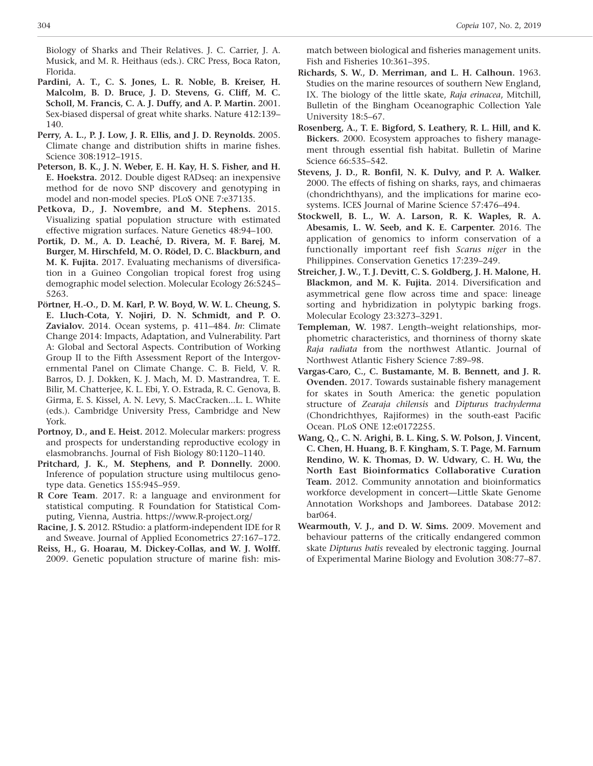Biology of Sharks and Their Relatives. J. C. Carrier, J. A. Musick, and M. R. Heithaus (eds.). CRC Press, Boca Raton, Florida.

**Pardini, A. T., C. S. Jones, L. R. Noble, B. Kreiser, H. Malcolm, B. D. Bruce, J. D. Stevens, G. Cliff, M. C. Scholl, M. Francis, C. A. J. Duffy, and A. P. Martin.** 2001. Sex-biased dispersal of great white sharks. Nature 412:139–140.

**Perry, A. L., P. J. Low, J. R. Ellis, and J. D. Reynolds.** 2005. Climate change and distribution shifts in marine fishes. Science 308:1912–1915.

**Peterson, B. K., J. N. Weber, E. H. Kay, H. S. Fisher, and H. E. Hoekstra.** 2012. Double digest RADseq: an inexpensive method for de novo SNP discovery and genotyping in model and non-model species. PLoS ONE 7:e37135.

**Petkova, D., J. Novembre, and M. Stephens.** 2015. Visualizing spatial population structure with estimated effective migration surfaces. Nature Genetics 48:94–100.

**Portik, D. M., A. D. Leaché, D. Rivera, M. F. Barej, M. Burger, M. Hirschfeld, M. O. Rödel, D. C. Blackburn, and M. K. Fujita.** 2017. Evaluating mechanisms of diversification in a Guineo Congolian tropical forest frog using demographic model selection. Molecular Ecology 26:5245–5263.

**Pörtner, H.-O., D. M. Karl, P. W. Boyd, W. W. L. Cheung, S. E. Lluch-Cota, Y. Nojiri, D. N. Schmidt, and P. O. Zavialov.** 2014. Ocean systems, p. 411–484. *In*: Climate Change 2014: Impacts, Adaptation, and Vulnerability. Part A: Global and Sectoral Aspects. Contribution of Working Group II to the Fifth Assessment Report of the Intergovernmental Panel on Climate Change. C. B. Field, V. R. Barros, D. J. Dokken, K. J. Mach, M. D. Mastrandrea, T. E. Bilir, M. Chatterjee, K. L. Ebi, Y. O. Estrada, R. C. Genova, B. Girma, E. S. Kissel, A. N. Levy, S. MacCracken...L. L. White (eds.). Cambridge University Press, Cambridge and New York.

**Portnoy, D., and E. Heist.** 2012. Molecular markers: progress and prospects for understanding reproductive ecology in elasmobranchs. Journal of Fish Biology 80:1120–1140.

**Pritchard, J. K., M. Stephens, and P. Donnelly.** 2000. Inference of population structure using multilocus genotype data. Genetics 155:945–959.

**R Core Team**. 2017. R: a language and environment for statistical computing. R Foundation for Statistical Computing, Vienna, Austria. https://www.R-project.org/

**Racine, J. S.** 2012. RStudio: a platform-independent IDE for R and Sweave. Journal of Applied Econometrics 27:167–172.

**Reiss, H., G. Hoarau, M. Dickey-Collas, and W. J. Wolff.** 2009. Genetic population structure of marine fish: mismatch between biological and fisheries management units. Fish and Fisheries 10:361–395.

**Richards, S. W., D. Merriman, and L. H. Calhoun.** 1963. Studies on the marine resources of southern New England, IX. The biology of the little skate, *Raja erinacea*, Mitchill, Bulletin of the Bingham Oceanographic Collection Yale University 18:5–67.

**Rosenberg, A., T. E. Bigford, S. Leathery, R. L. Hill, and K. Bickers.** 2000. Ecosystem approaches to fishery management through essential fish habitat. Bulletin of Marine Science 66:535–542.

**Stevens, J. D., R. Bonfil, N. K. Dulvy, and P. A. Walker.** 2000. The effects of fishing on sharks, rays, and chimaeras (chondrichthyans), and the implications for marine ecosystems. ICES Journal of Marine Science 57:476–494.

**Stockwell, B. L., W. A. Larson, R. K. Waples, R. A. Abesamis, L. W. Seeb, and K. E. Carpenter.** 2016. The application of genomics to inform conservation of a functionally important reef fish *Scarus niger* in the Philippines. Conservation Genetics 17:239–249.

**Streicher, J. W., T. J. Devitt, C. S. Goldberg, J. H. Malone, H. Blackmon, and M. K. Fujita.** 2014. Diversification and asymmetrical gene flow across time and space: lineage sorting and hybridization in polytypic barking frogs. Molecular Ecology 23:3273–3291.

**Templeman, W.** 1987. Length–weight relationships, morphometric characteristics, and thorniness of thorny skate *Raja radiata* from the northwest Atlantic. Journal of Northwest Atlantic Fishery Science 7:89–98.

**Vargas-Caro, C., C. Bustamante, M. B. Bennett, and J. R. Ovenden.** 2017. Towards sustainable fishery management for skates in South America: the genetic population structure of *Zearaja chilensis* and *Dipturus trachyderma* (Chondrichthyes, Rajiformes) in the south-east Pacific Ocean. PLoS ONE 12:e0172255.

**Wang, Q., C. N. Arighi, B. L. King, S. W. Polson, J. Vincent, C. Chen, H. Huang, B. F. Kingham, S. T. Page, M. Farnum Rendino, W. K. Thomas, D. W. Udwary, C. H. Wu, the North East Bioinformatics Collaborative Curation Team.** 2012. Community annotation and bioinformatics workforce development in concert—Little Skate Genome Annotation Workshops and Jamborees. Database 2012: bar064.

**Wearmouth, V. J., and D. W. Sims.** 2009. Movement and behaviour patterns of the critically endangered common skate *Dipturus batis* revealed by electronic tagging. Journal of Experimental Marine Biology and Evolution 308:77–87.